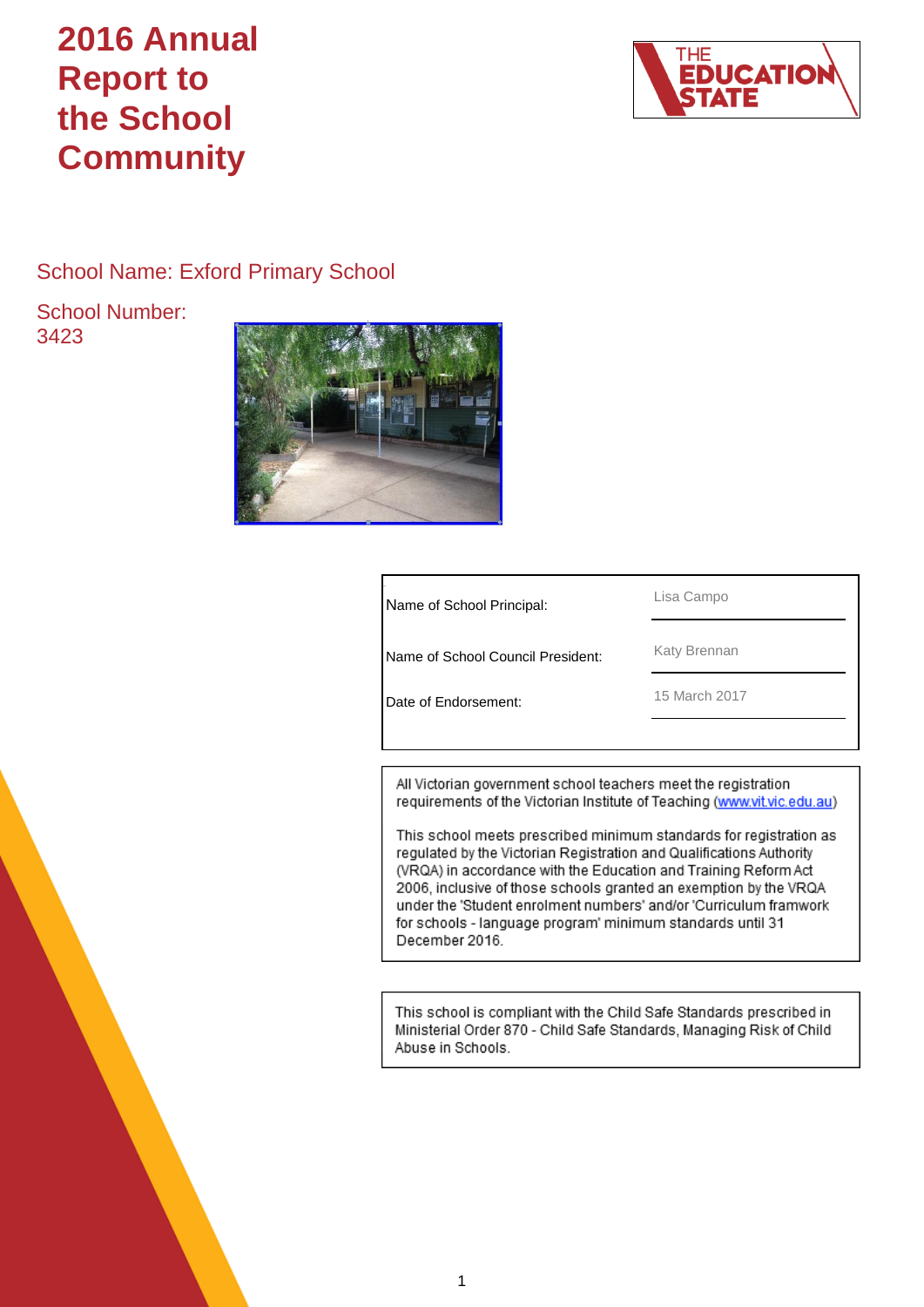# 2016 Annual Report to the School Community

THE EDUCATION STATE

School Name: Exford Primary School

School Number: 3423

| | |
|---|---|
| Name of School Principal: | Lisa Campo |
| Name of School Council President: | Katy Brennan |
| Date of Endorsement: | 15 March 2017 |

All Victorian government school teachers meet the registration requirements of the Victorian Institute of Teaching (www.vit.vic.edu.au)

This school meets prescribed minimum standards for registration as regulated by the Victorian Registration and Qualifications Authority (VRQA) in accordance with the Education and Training Reform Act 2006, inclusive of those schools granted an exemption by the VRQA under the 'Student enrolment numbers' and/or 'Curriculum framwork for schools - language program' minimum standards until 31 December 2016.

This school is compliant with the Child Safe Standards prescribed in Ministerial Order 870 - Child Safe Standards, Managing Risk of Child Abuse in Schools.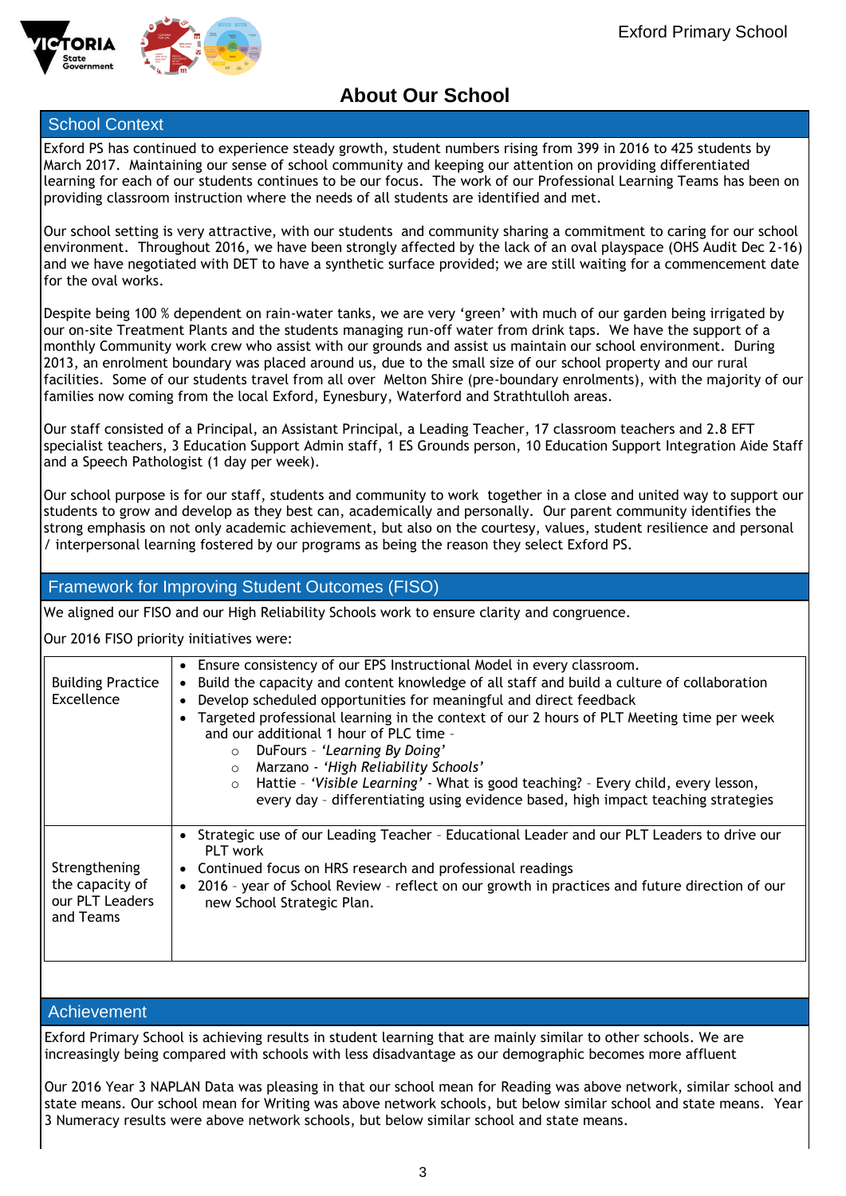# About Our School

## School Context

Exford PS has continued to experience steady growth, student numbers rising from 399 in 2016 to 425 students by March 2017. Maintaining our sense of school community and keeping our attention on providing differentiated learning for each of our students continues to be our focus. The work of our Professional Learning Teams has been on providing classroom instruction where the needs of all students are identified and met.

Our school setting is very attractive, with our students and community sharing a commitment to caring for our school environment. Throughout 2016, we have been strongly affected by the lack of an oval playspace (OHS Audit Dec 2-16) and we have negotiated with DET to have a synthetic surface provided; we are still waiting for a commencement date for the oval works.

Despite being 100 % dependent on rain-water tanks, we are very 'green' with much of our garden being irrigated by our on-site Treatment Plants and the students managing run-off water from drink taps. We have the support of a monthly Community work crew who assist with our grounds and assist us maintain our school environment. During 2013, an enrolment boundary was placed around us, due to the small size of our school property and our rural facilities. Some of our students travel from all over Melton Shire (pre-boundary enrolments), with the majority of our families now coming from the local Exford, Eynesbury, Waterford and Strathtulloh areas.

Our staff consisted of a Principal, an Assistant Principal, a Leading Teacher, 17 classroom teachers and 2.8 EFT specialist teachers, 3 Education Support Admin staff, 1 ES Grounds person, 10 Education Support Integration Aide Staff and a Speech Pathologist (1 day per week).

Our school purpose is for our staff, students and community to work together in a close and united way to support our students to grow and develop as they best can, academically and personally. Our parent community identifies the strong emphasis on not only academic achievement, but also on the courtesy, values, student resilience and personal / interpersonal learning fostered by our programs as being the reason they select Exford PS.

## Framework for Improving Student Outcomes (FISO)

We aligned our FISO and our High Reliability Schools work to ensure clarity and congruence.

Our 2016 FISO priority initiatives were:

| | |
|---|---|
| Building Practice Excellence | • Ensure consistency of our EPS Instructional Model in every classroom.<br>• Build the capacity and content knowledge of all staff and build a culture of collaboration<br>• Develop scheduled opportunities for meaningful and direct feedback<br>• Targeted professional learning in the context of our 2 hours of PLT Meeting time per week and our additional 1 hour of PLC time –<br>  ○ DuFours – *'Learning By Doing'*<br>  ○ Marzano - *'High Reliability Schools'*<br>  ○ Hattie – *'Visible Learning'* - What is good teaching? - Every child, every lesson, every day – differentiating using evidence based, high impact teaching strategies |
| Strengthening the capacity of our PLT Leaders and Teams | • Strategic use of our Leading Teacher – Educational Leader and our PLT Leaders to drive our PLT work<br>• Continued focus on HRS research and professional readings<br>• 2016 – year of School Review – reflect on our growth in practices and future direction of our new School Strategic Plan. |

## Achievement

Exford Primary School is achieving results in student learning that are mainly similar to other schools. We are increasingly being compared with schools with less disadvantage as our demographic becomes more affluent

Our 2016 Year 3 NAPLAN Data was pleasing in that our school mean for Reading was above network, similar school and state means. Our school mean for Writing was above network schools, but below similar school and state means. Year 3 Numeracy results were above network schools, but below similar school and state means.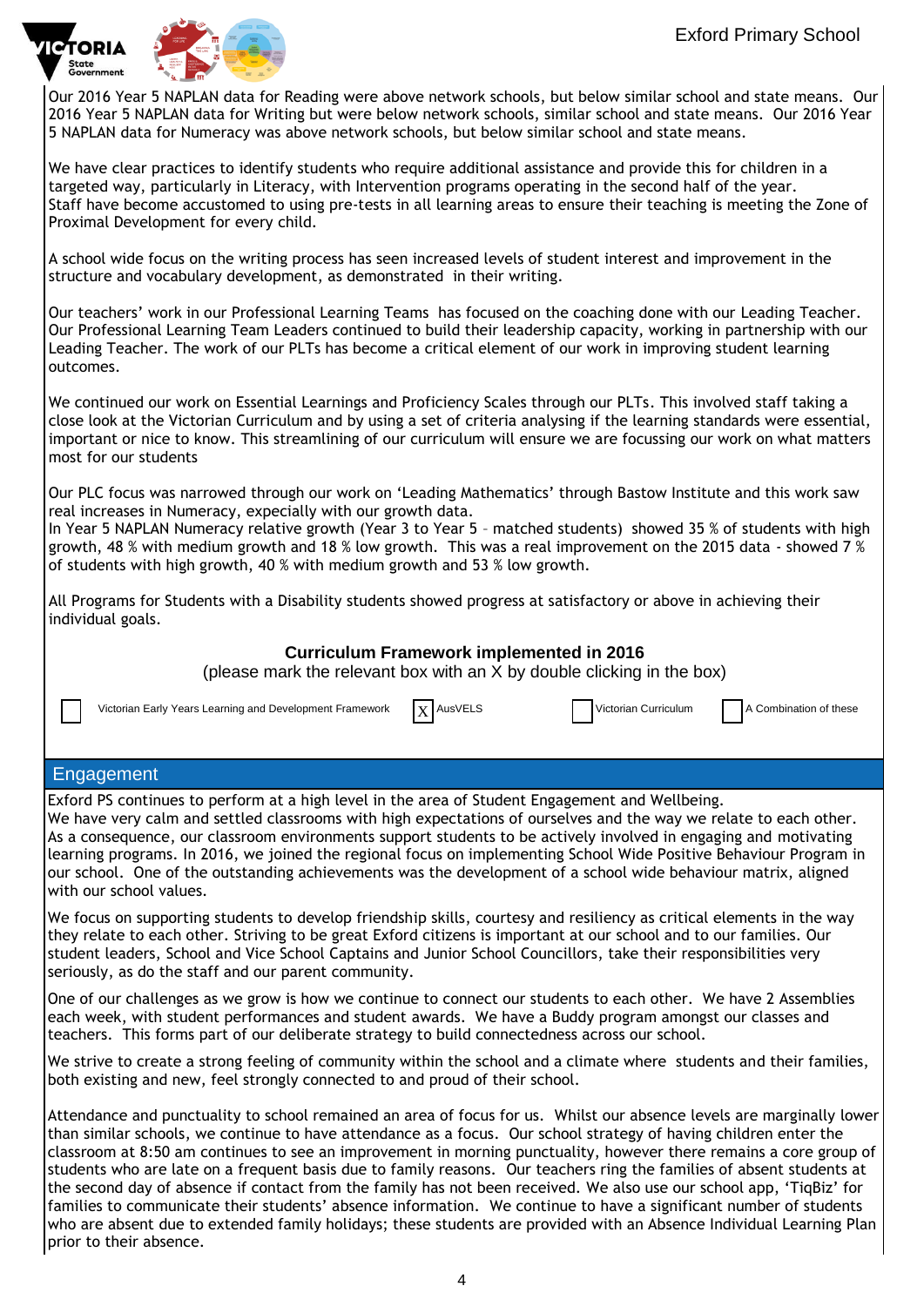Our 2016 Year 5 NAPLAN data for Reading were above network schools, but below similar school and state means. Our 2016 Year 5 NAPLAN data for Writing but were below network schools, similar school and state means. Our 2016 Year 5 NAPLAN data for Numeracy was above network schools, but below similar school and state means.

We have clear practices to identify students who require additional assistance and provide this for children in a targeted way, particularly in Literacy, with Intervention programs operating in the second half of the year.
Staff have become accustomed to using pre-tests in all learning areas to ensure their teaching is meeting the Zone of Proximal Development for every child.

A school wide focus on the writing process has seen increased levels of student interest and improvement in the structure and vocabulary development, as demonstrated in their writing.

Our teachers' work in our Professional Learning Teams has focused on the coaching done with our Leading Teacher. Our Professional Learning Team Leaders continued to build their leadership capacity, working in partnership with our Leading Teacher. The work of our PLTs has become a critical element of our work in improving student learning outcomes.

We continued our work on Essential Learnings and Proficiency Scales through our PLTs. This involved staff taking a close look at the Victorian Curriculum and by using a set of criteria analysing if the learning standards were essential, important or nice to know. This streamlining of our curriculum will ensure we are focussing our work on what matters most for our students

Our PLC focus was narrowed through our work on 'Leading Mathematics' through Bastow Institute and this work saw real increases in Numeracy, expecially with our growth data.
In Year 5 NAPLAN Numeracy relative growth (Year 3 to Year 5 – matched students) showed 35 % of students with high growth, 48 % with medium growth and 18 % low growth. This was a real improvement on the 2015 data - showed 7 % of students with high growth, 40 % with medium growth and 53 % low growth.

All Programs for Students with a Disability students showed progress at satisfactory or above in achieving their individual goals.

**Curriculum Framework implemented in 2016**

(please mark the relevant box with an X by double clicking in the box)

| | Victorian Early Years Learning and Development Framework | X | AusVELS | | Victorian Curriculum | | A Combination of these |
|---|---|---|---|---|---|---|---|

## Engagement

Exford PS continues to perform at a high level in the area of Student Engagement and Wellbeing.
We have very calm and settled classrooms with high expectations of ourselves and the way we relate to each other. As a consequence, our classroom environments support students to be actively involved in engaging and motivating learning programs. In 2016, we joined the regional focus on implementing School Wide Positive Behaviour Program in our school. One of the outstanding achievements was the development of a school wide behaviour matrix, aligned with our school values.

We focus on supporting students to develop friendship skills, courtesy and resiliency as critical elements in the way they relate to each other. Striving to be great Exford citizens is important at our school and to our families. Our student leaders, School and Vice School Captains and Junior School Councillors, take their responsibilities very seriously, as do the staff and our parent community.

One of our challenges as we grow is how we continue to connect our students to each other. We have 2 Assemblies each week, with student performances and student awards. We have a Buddy program amongst our classes and teachers. This forms part of our deliberate strategy to build connectedness across our school.

We strive to create a strong feeling of community within the school and a climate where students and their families, both existing and new, feel strongly connected to and proud of their school.

Attendance and punctuality to school remained an area of focus for us. Whilst our absence levels are marginally lower than similar schools, we continue to have attendance as a focus. Our school strategy of having children enter the classroom at 8:50 am continues to see an improvement in morning punctuality, however there remains a core group of students who are late on a frequent basis due to family reasons. Our teachers ring the families of absent students at the second day of absence if contact from the family has not been received. We also use our school app, 'TiqBiz' for families to communicate their students' absence information. We continue to have a significant number of students who are absent due to extended family holidays; these students are provided with an Absence Individual Learning Plan prior to their absence.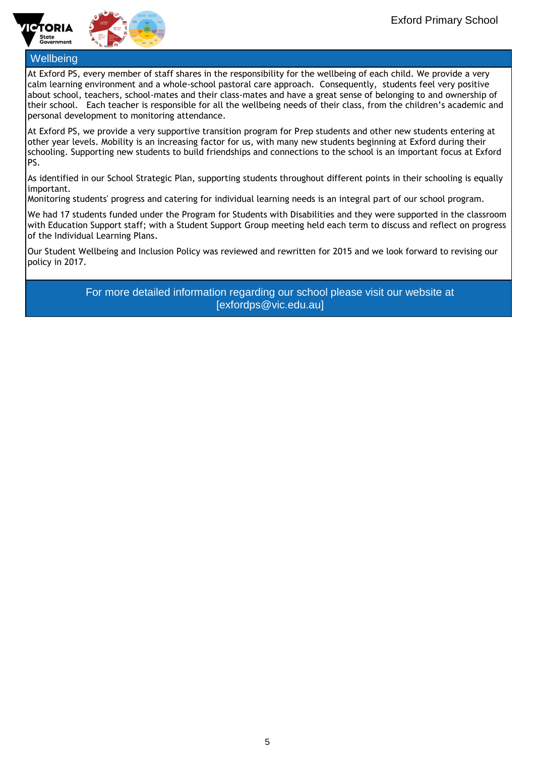## Wellbeing

At Exford PS, every member of staff shares in the responsibility for the wellbeing of each child. We provide a very calm learning environment and a whole-school pastoral care approach. Consequently, students feel very positive about school, teachers, school-mates and their class-mates and have a great sense of belonging to and ownership of their school. Each teacher is responsible for all the wellbeing needs of their class, from the children's academic and personal development to monitoring attendance.

At Exford PS, we provide a very supportive transition program for Prep students and other new students entering at other year levels. Mobility is an increasing factor for us, with many new students beginning at Exford during their schooling. Supporting new students to build friendships and connections to the school is an important focus at Exford PS.

As identified in our School Strategic Plan, supporting students throughout different points in their schooling is equally important.
Monitoring students' progress and catering for individual learning needs is an integral part of our school program.

We had 17 students funded under the Program for Students with Disabilities and they were supported in the classroom with Education Support staff; with a Student Support Group meeting held each term to discuss and reflect on progress of the Individual Learning Plans.

Our Student Wellbeing and Inclusion Policy was reviewed and rewritten for 2015 and we look forward to revising our policy in 2017.

For more detailed information regarding our school please visit our website at [exfordps@vic.edu.au]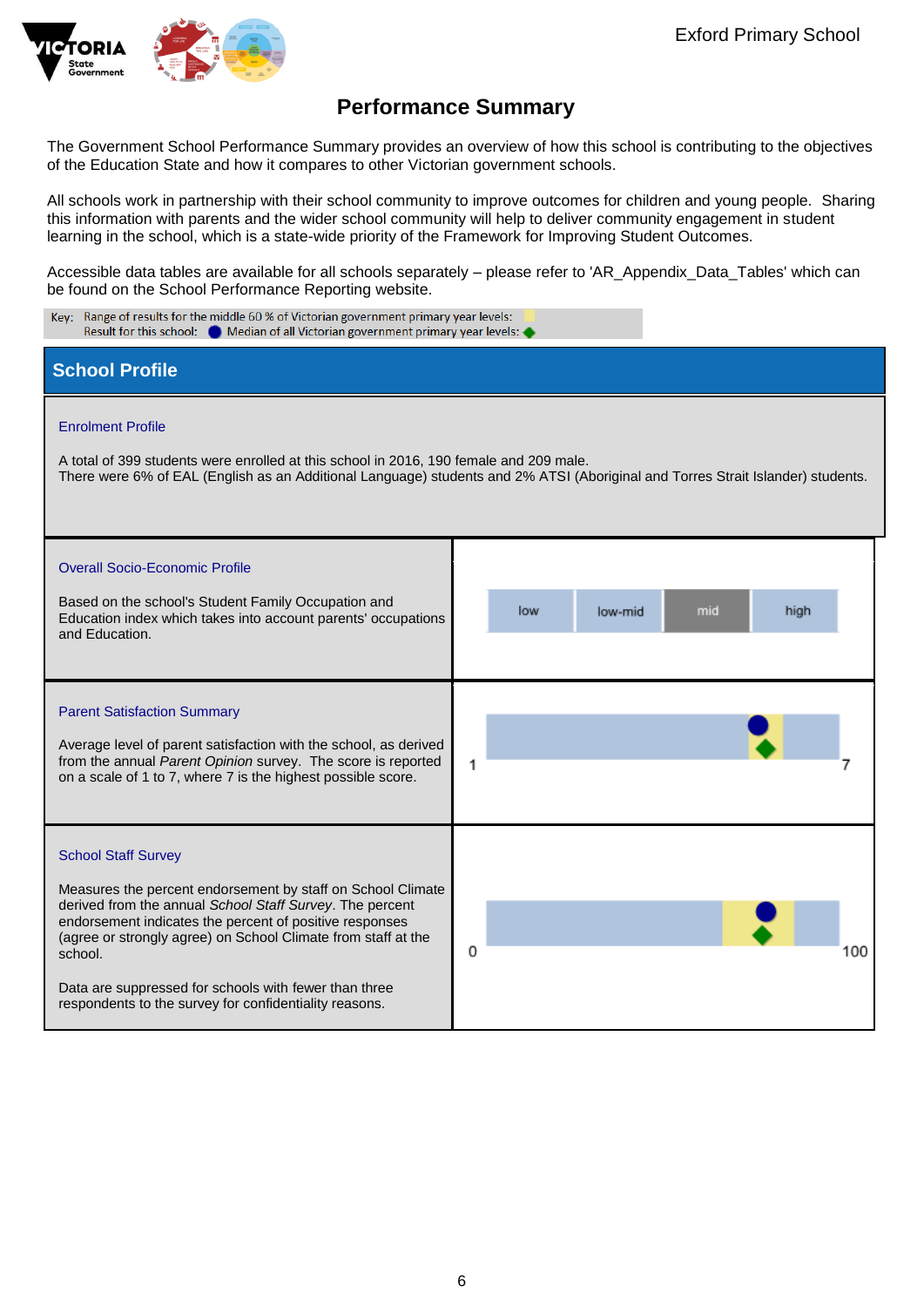Exford Primary School

# Performance Summary

The Government School Performance Summary provides an overview of how this school is contributing to the objectives of the Education State and how it compares to other Victorian government schools.

All schools work in partnership with their school community to improve outcomes for children and young people. Sharing this information with parents and the wider school community will help to deliver community engagement in student learning in the school, which is a state-wide priority of the Framework for Improving Student Outcomes.

Accessible data tables are available for all schools separately – please refer to 'AR_Appendix_Data_Tables' which can be found on the School Performance Reporting website.

Key: Range of results for the middle 60 % of Victorian government primary year levels:
Result for this school: Median of all Victorian government primary year levels:

## School Profile

### Enrolment Profile

A total of 399 students were enrolled at this school in 2016, 190 female and 209 male.
There were 6% of EAL (English as an Additional Language) students and 2% ATSI (Aboriginal and Torres Strait Islander) students.

### Overall Socio-Economic Profile

Based on the school's Student Family Occupation and Education index which takes into account parents' occupations and Education.

| low | low-mid | mid | high |
|---|---|---|---|

### Parent Satisfaction Summary

Average level of parent satisfaction with the school, as derived from the annual *Parent Opinion* survey. The score is reported on a scale of 1 to 7, where 7 is the highest possible score.

1 — 7

### School Staff Survey

Measures the percent endorsement by staff on School Climate derived from the annual *School Staff Survey*. The percent endorsement indicates the percent of positive responses (agree or strongly agree) on School Climate from staff at the school.

Data are suppressed for schools with fewer than three respondents to the survey for confidentiality reasons.

0 — 100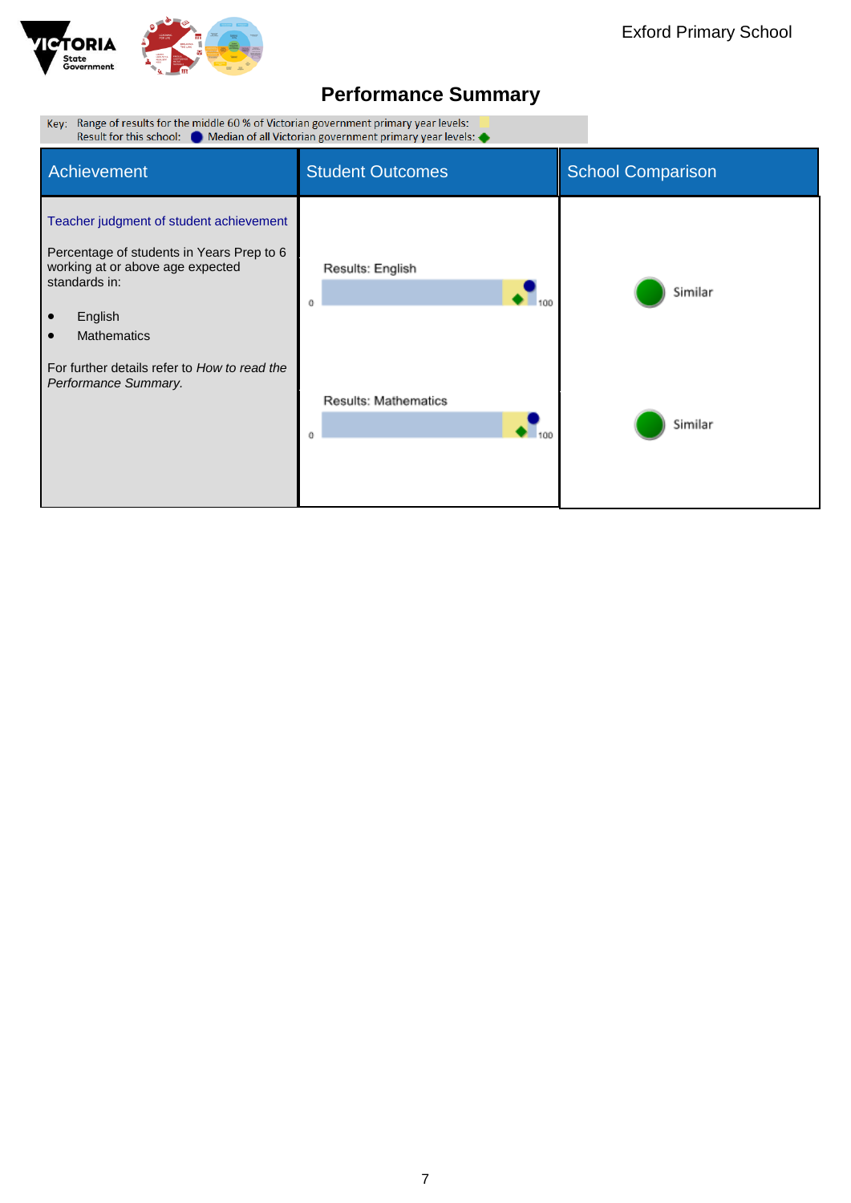# Performance Summary

Key: Range of results for the middle 60 % of Victorian government primary year levels:
Result for this school: ● Median of all Victorian government primary year levels: ◆

| Achievement | Student Outcomes | School Comparison |
|---|---|---|
| Teacher judgment of student achievement<br><br>Percentage of students in Years Prep to 6 working at or above age expected standards in:<br><br>• English<br>• Mathematics<br><br>For further details refer to *How to read the Performance Summary.* | Results: English (0–100) | Similar |
| | Results: Mathematics (0–100) | Similar |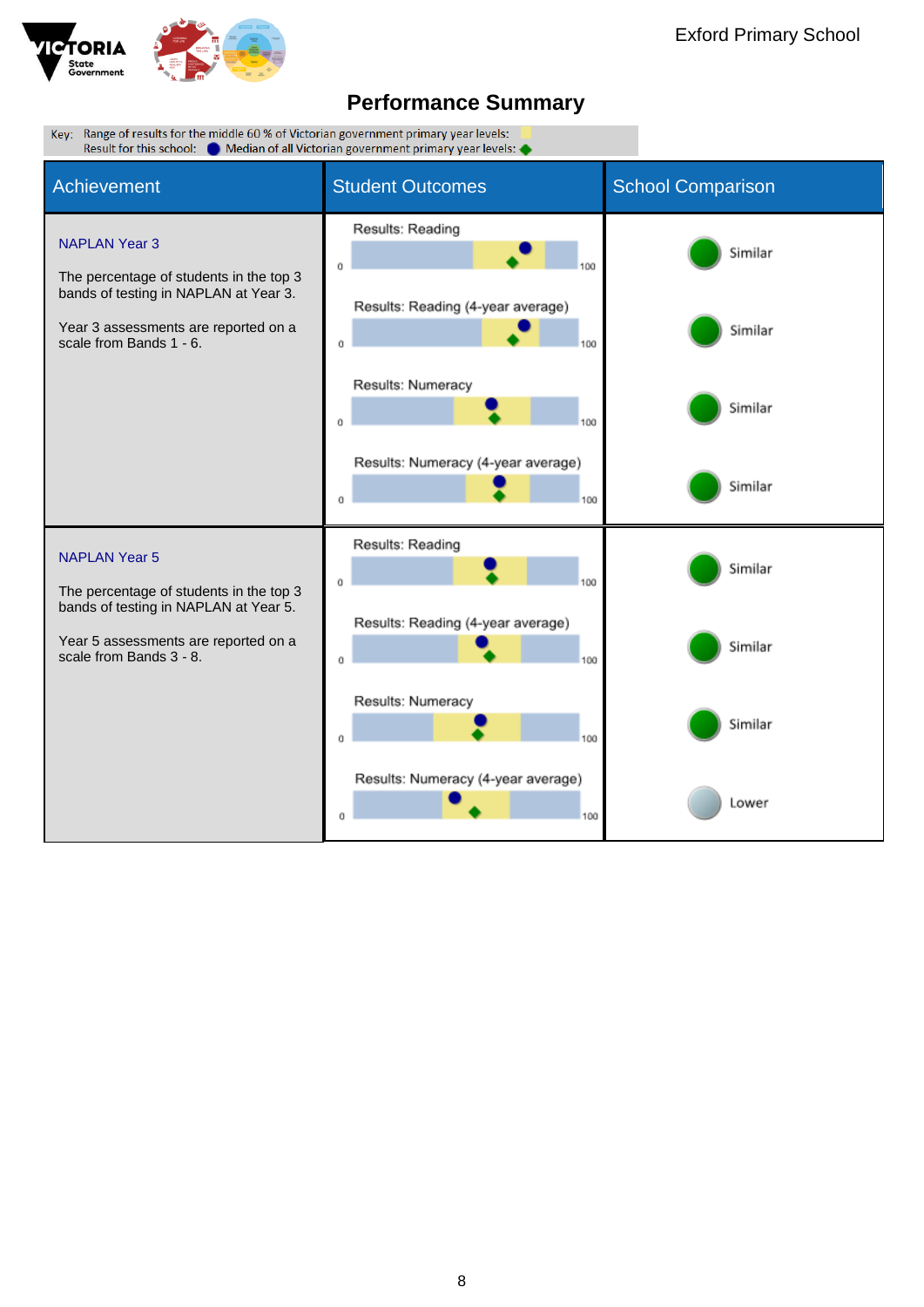Exford Primary School

# Performance Summary

Key: Range of results for the middle 60 % of Victorian government primary year levels:
Result for this school: ● Median of all Victorian government primary year levels: ◆

| Achievement | Student Outcomes | School Comparison |
|---|---|---|
| **NAPLAN Year 3**<br><br>The percentage of students in the top 3 bands of testing in NAPLAN at Year 3.<br><br>Year 3 assessments are reported on a scale from Bands 1 - 6. | Results: Reading (0–100) | Similar |
| | Results: Reading (4-year average) (0–100) | Similar |
| | Results: Numeracy (0–100) | Similar |
| | Results: Numeracy (4-year average) (0–100) | Similar |
| **NAPLAN Year 5**<br><br>The percentage of students in the top 3 bands of testing in NAPLAN at Year 5.<br><br>Year 5 assessments are reported on a scale from Bands 3 - 8. | Results: Reading (0–100) | Similar |
| | Results: Reading (4-year average) (0–100) | Similar |
| | Results: Numeracy (0–100) | Similar |
| | Results: Numeracy (4-year average) (0–100) | Lower |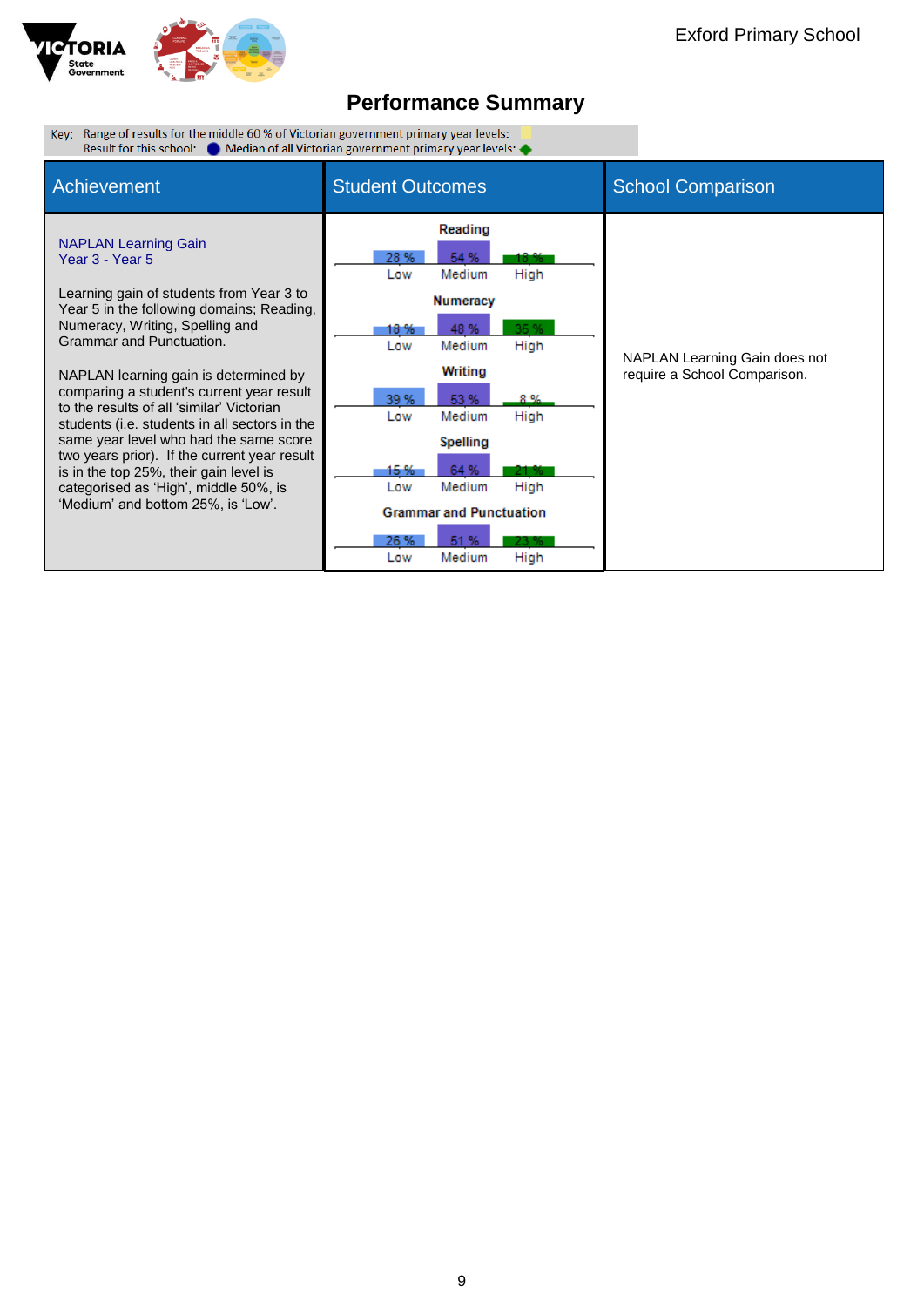# Performance Summary

Key: Range of results for the middle 60 % of Victorian government primary year levels:
Result for this school: ● Median of all Victorian government primary year levels: ◆

| Achievement | Student Outcomes | School Comparison |
|---|---|---|
| **NAPLAN Learning Gain Year 3 - Year 5**<br><br>Learning gain of students from Year 3 to Year 5 in the following domains; Reading, Numeracy, Writing, Spelling and Grammar and Punctuation.<br><br>NAPLAN learning gain is determined by comparing a student's current year result to the results of all 'similar' Victorian students (i.e. students in all sectors in the same year level who had the same score two years prior). If the current year result is in the top 25%, their gain level is categorised as 'High', middle 50%, is 'Medium' and bottom 25%, is 'Low'. | **Reading:** Low 28 %, Medium 54 %, High 18 %<br>**Numeracy:** Low 18 %, Medium 48 %, High 35 %<br>**Writing:** Low 39 %, Medium 53 %, High 8 %<br>**Spelling:** Low 15 %, Medium 64 %, High 21 %<br>**Grammar and Punctuation:** Low 26 %, Medium 51 %, High 23 % | NAPLAN Learning Gain does not require a School Comparison. |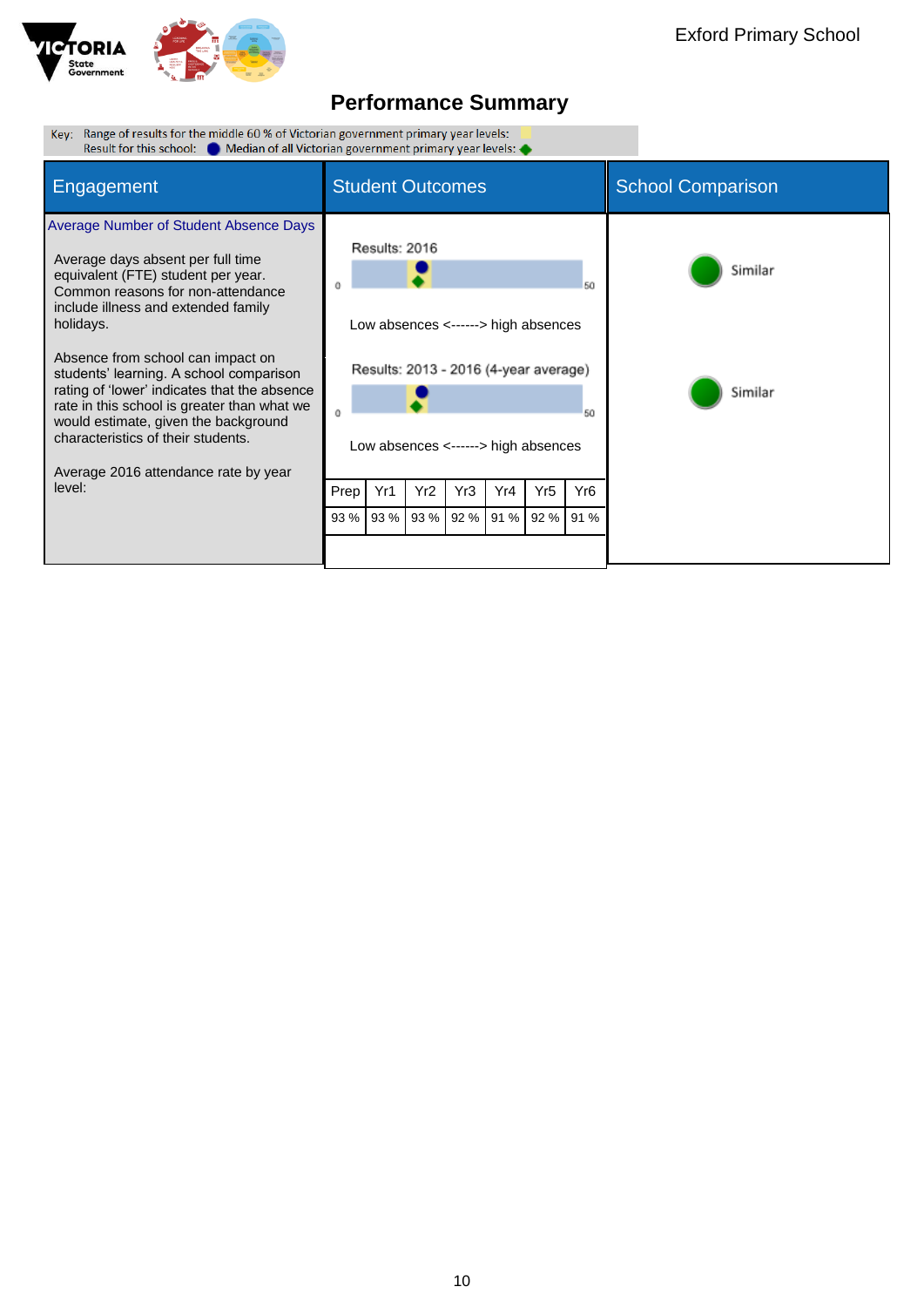Exford Primary School

# Performance Summary

Key: Range of results for the middle 60 % of Victorian government primary year levels:
Result for this school: ● Median of all Victorian government primary year levels: ◆

| Engagement | Student Outcomes | School Comparison |
|---|---|---|
| **Average Number of Student Absence Days** | | |
| Average days absent per full time equivalent (FTE) student per year. Common reasons for non-attendance include illness and extended family holidays. | Results: 2016 (scale 0–50)<br>Low absences <------> high absences | Similar |
| Absence from school can impact on students' learning. A school comparison rating of 'lower' indicates that the absence rate in this school is greater than what we would estimate, given the background characteristics of their students. | Results: 2013 - 2016 (4-year average) (scale 0–50)<br>Low absences <------> high absences | Similar |
| Average 2016 attendance rate by year level: | | |

| Prep | Yr1 | Yr2 | Yr3 | Yr4 | Yr5 | Yr6 |
|---|---|---|---|---|---|---|
| 93 % | 93 % | 93 % | 92 % | 91 % | 92 % | 91 % |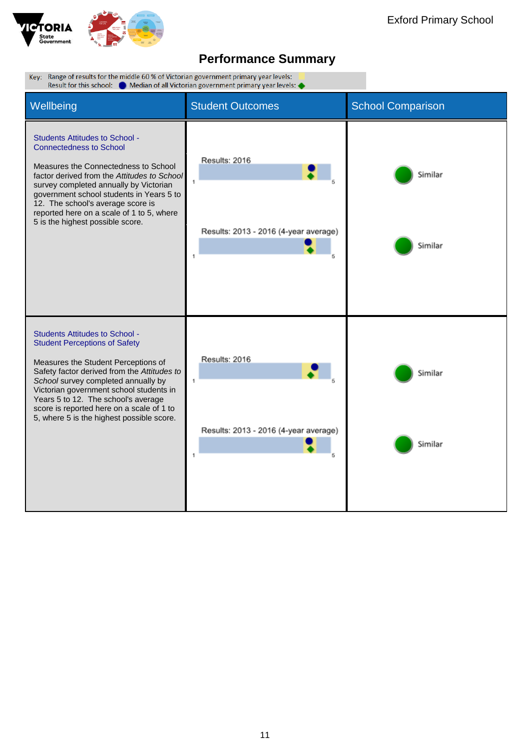# Performance Summary

Key: Range of results for the middle 60 % of Victorian government primary year levels:
Result for this school: ● Median of all Victorian government primary year levels: ◆

| Wellbeing | Student Outcomes | School Comparison |
|---|---|---|
| **Students Attitudes to School - Connectedness to School**<br><br>Measures the Connectedness to School factor derived from the *Attitudes to School* survey completed annually by Victorian government school students in Years 5 to 12. The school's average score is reported here on a scale of 1 to 5, where 5 is the highest possible score. | Results: 2016 (scale 1 to 5)<br><br>Results: 2013 - 2016 (4-year average) (scale 1 to 5) | Similar<br><br>Similar |
| **Students Attitudes to School - Student Perceptions of Safety**<br><br>Measures the Student Perceptions of Safety factor derived from the *Attitudes to School* survey completed annually by Victorian government school students in Years 5 to 12. The school's average score is reported here on a scale of 1 to 5, where 5 is the highest possible score. | Results: 2016 (scale 1 to 5)<br><br>Results: 2013 - 2016 (4-year average) (scale 1 to 5) | Similar<br><br>Similar |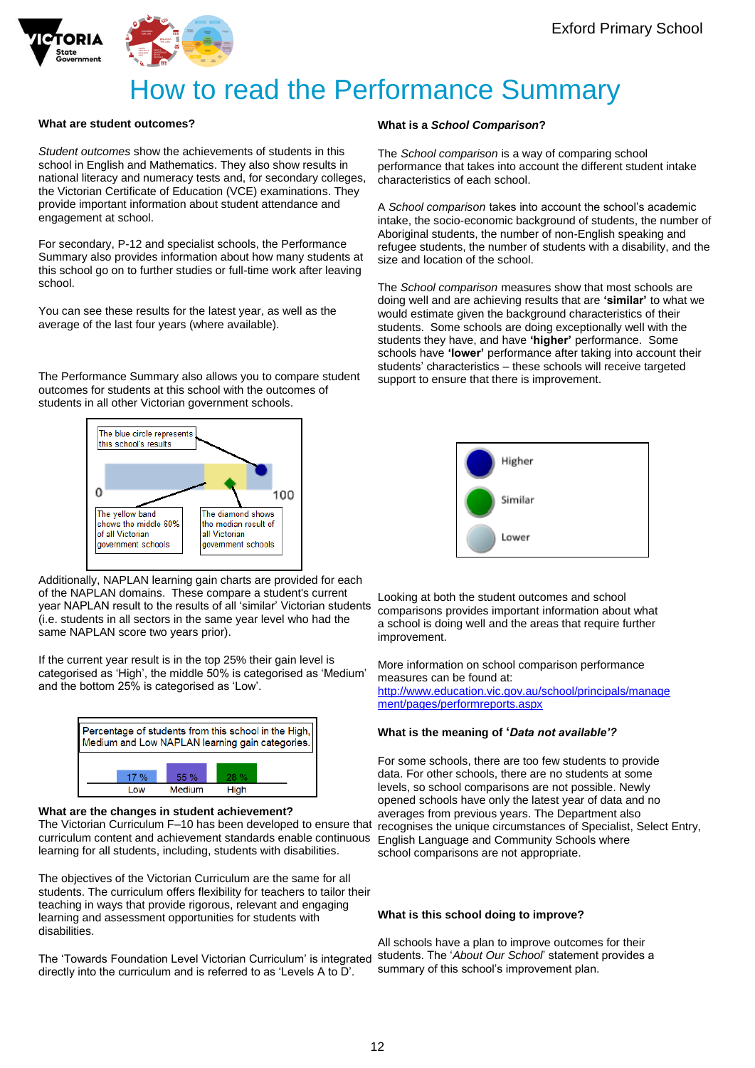# How to read the Performance Summary

### What are student outcomes?

*Student outcomes* show the achievements of students in this school in English and Mathematics. They also show results in national literacy and numeracy tests and, for secondary colleges, the Victorian Certificate of Education (VCE) examinations. They provide important information about student attendance and engagement at school.

For secondary, P-12 and specialist schools, the Performance Summary also provides information about how many students at this school go on to further studies or full-time work after leaving school.

You can see these results for the latest year, as well as the average of the last four years (where available).

The Performance Summary also allows you to compare student outcomes for students at this school with the outcomes of students in all other Victorian government schools.

The blue circle represents this school's results

The yellow band shows the middle 60% of all Victorian government schools

The diamond shows the median result of all Victorian government schools

0 100

Additionally, NAPLAN learning gain charts are provided for each of the NAPLAN domains. These compare a student's current year NAPLAN result to the results of all 'similar' Victorian students (i.e. students in all sectors in the same year level who had the same NAPLAN score two years prior).

If the current year result is in the top 25% their gain level is categorised as 'High', the middle 50% is categorised as 'Medium' and the bottom 25% is categorised as 'Low'.

Percentage of students from this school in the High, Medium and Low NAPLAN learning gain categories.

| Low | Medium | High |
|---|---|---|
| 17 % | 55 % | 28 % |

### What are the changes in student achievement?

The Victorian Curriculum F–10 has been developed to ensure that curriculum content and achievement standards enable continuous learning for all students, including, students with disabilities.

The objectives of the Victorian Curriculum are the same for all students. The curriculum offers flexibility for teachers to tailor their teaching in ways that provide rigorous, relevant and engaging learning and assessment opportunities for students with disabilities.

The 'Towards Foundation Level Victorian Curriculum' is integrated directly into the curriculum and is referred to as 'Levels A to D'.

### What is a *School Comparison*?

The *School comparison* is a way of comparing school performance that takes into account the different student intake characteristics of each school.

A *School comparison* takes into account the school's academic intake, the socio-economic background of students, the number of Aboriginal students, the number of non-English speaking and refugee students, the number of students with a disability, and the size and location of the school.

The *School comparison* measures show that most schools are doing well and are achieving results that are **'similar'** to what we would estimate given the background characteristics of their students. Some schools are doing exceptionally well with the students they have, and have **'higher'** performance. Some schools have **'lower'** performance after taking into account their students' characteristics – these schools will receive targeted support to ensure that there is improvement.

Higher

Similar

Lower

Looking at both the student outcomes and school comparisons provides important information about what a school is doing well and the areas that require further improvement.

More information on school comparison performance measures can be found at:
http://www.education.vic.gov.au/school/principals/management/pages/performreports.aspx

### What is the meaning of '*Data not available'?*

For some schools, there are too few students to provide data. For other schools, there are no students at some levels, so school comparisons are not possible. Newly opened schools have only the latest year of data and no averages from previous years. The Department also recognises the unique circumstances of Specialist, Select Entry, English Language and Community Schools where school comparisons are not appropriate.

### What is this school doing to improve?

All schools have a plan to improve outcomes for their students. The '*About Our School*' statement provides a summary of this school's improvement plan.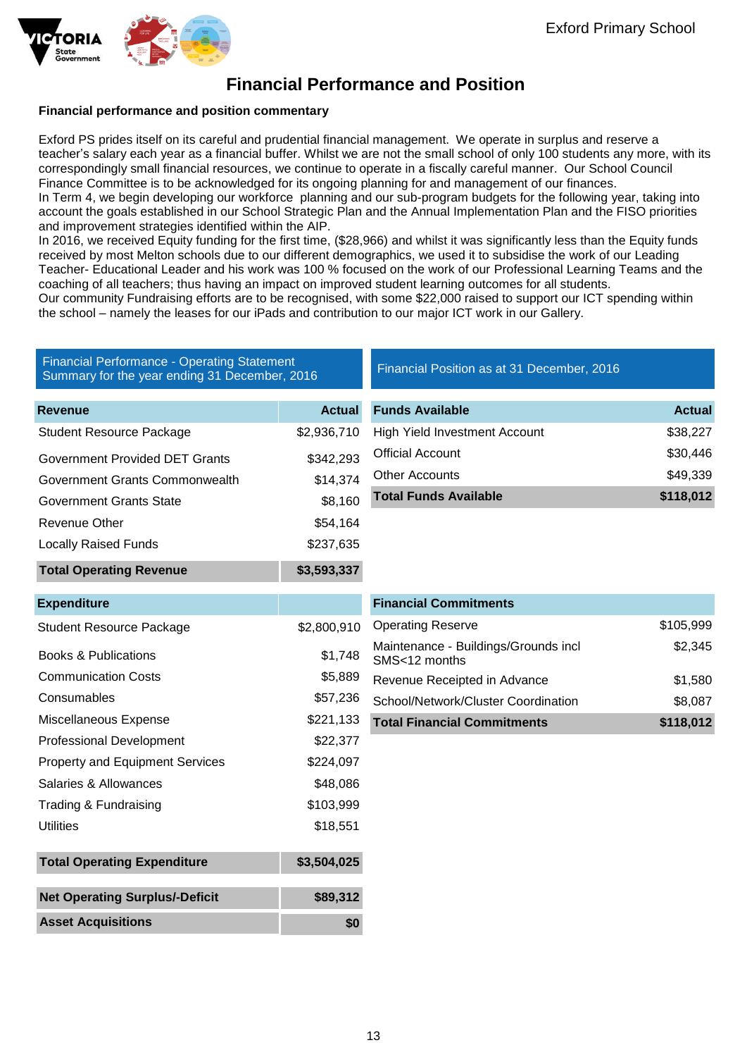# Financial Performance and Position

**Financial performance and position commentary**

Exford PS prides itself on its careful and prudential financial management. We operate in surplus and reserve a teacher's salary each year as a financial buffer. Whilst we are not the small school of only 100 students any more, with its correspondingly small financial resources, we continue to operate in a fiscally careful manner. Our School Council Finance Committee is to be acknowledged for its ongoing planning for and management of our finances.
In Term 4, we begin developing our workforce planning and our sub-program budgets for the following year, taking into account the goals established in our School Strategic Plan and the Annual Implementation Plan and the FISO priorities and improvement strategies identified within the AIP.
In 2016, we received Equity funding for the first time, ($28,966) and whilst it was significantly less than the Equity funds received by most Melton schools due to our different demographics, we used it to subsidise the work of our Leading Teacher- Educational Leader and his work was 100 % focused on the work of our Professional Learning Teams and the coaching of all teachers; thus having an impact on improved student learning outcomes for all students.
Our community Fundraising efforts are to be recognised, with some $22,000 raised to support our ICT spending within the school – namely the leases for our iPads and contribution to our major ICT work in our Gallery.

## Financial Performance - Operating Statement Summary for the year ending 31 December, 2016

| Revenue | Actual |
|---|---|
| Student Resource Package | $2,936,710 |
| Government Provided DET Grants | $342,293 |
| Government Grants Commonwealth | $14,374 |
| Government Grants State | $8,160 |
| Revenue Other | $54,164 |
| Locally Raised Funds | $237,635 |
| **Total Operating Revenue** | **$3,593,337** |

| Expenditure | |
|---|---|
| Student Resource Package | $2,800,910 |
| Books & Publications | $1,748 |
| Communication Costs | $5,889 |
| Consumables | $57,236 |
| Miscellaneous Expense | $221,133 |
| Professional Development | $22,377 |
| Property and Equipment Services | $224,097 |
| Salaries & Allowances | $48,086 |
| Trading & Fundraising | $103,999 |
| Utilities | $18,551 |
| **Total Operating Expenditure** | **$3,504,025** |
| **Net Operating Surplus/-Deficit** | **$89,312** |
| **Asset Acquisitions** | **$0** |

## Financial Position as at 31 December, 2016

| Funds Available | Actual |
|---|---|
| High Yield Investment Account | $38,227 |
| Official Account | $30,446 |
| Other Accounts | $49,339 |
| **Total Funds Available** | **$118,012** |

| Financial Commitments | |
|---|---|
| Operating Reserve | $105,999 |
| Maintenance - Buildings/Grounds incl SMS<12 months | $2,345 |
| Revenue Receipted in Advance | $1,580 |
| School/Network/Cluster Coordination | $8,087 |
| **Total Financial Commitments** | **$118,012** |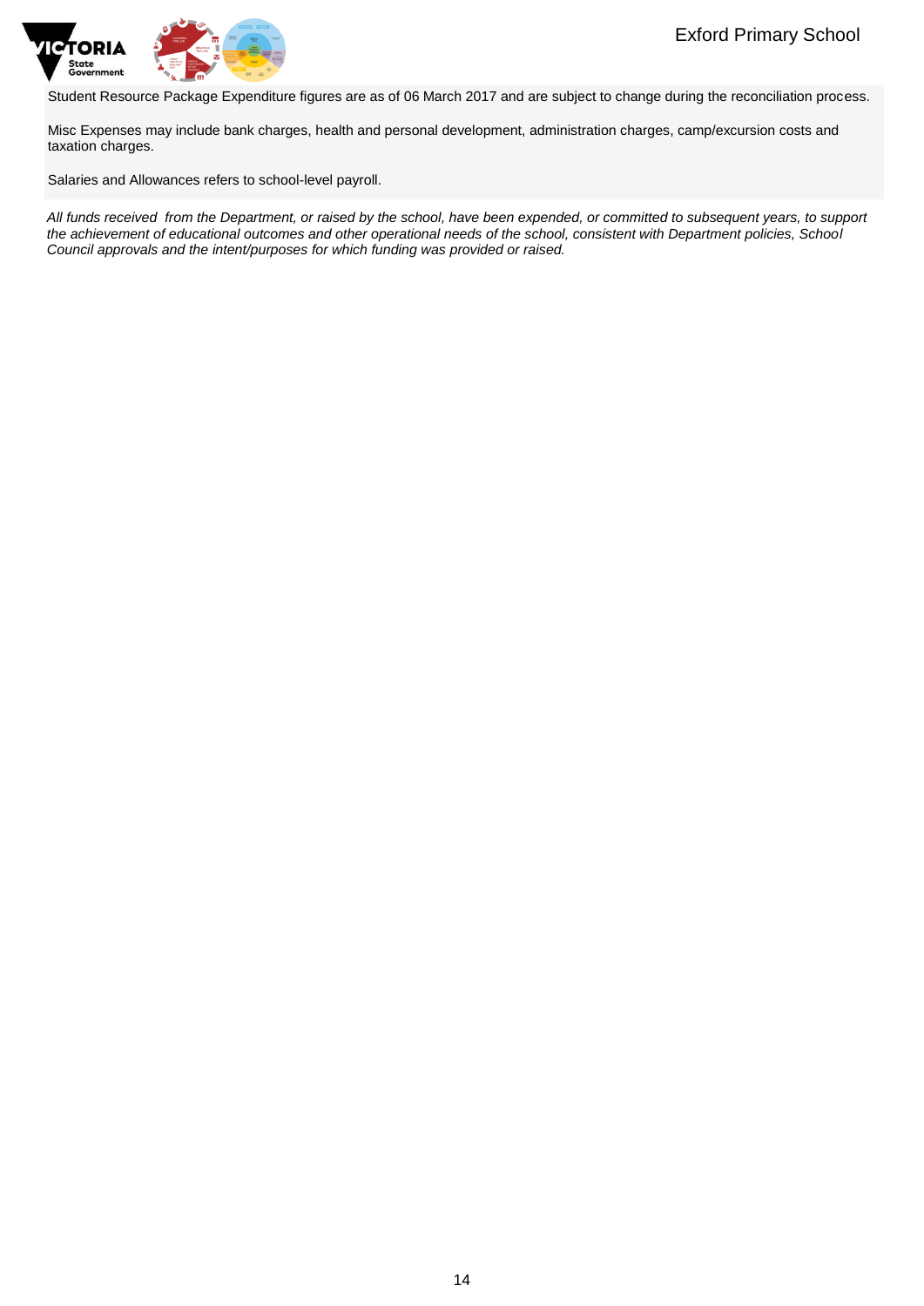Student Resource Package Expenditure figures are as of 06 March 2017 and are subject to change during the reconciliation process.

Misc Expenses may include bank charges, health and personal development, administration charges, camp/excursion costs and taxation charges.

Salaries and Allowances refers to school-level payroll.

*All funds received from the Department, or raised by the school, have been expended, or committed to subsequent years, to support the achievement of educational outcomes and other operational needs of the school, consistent with Department policies, School Council approvals and the intent/purposes for which funding was provided or raised.*